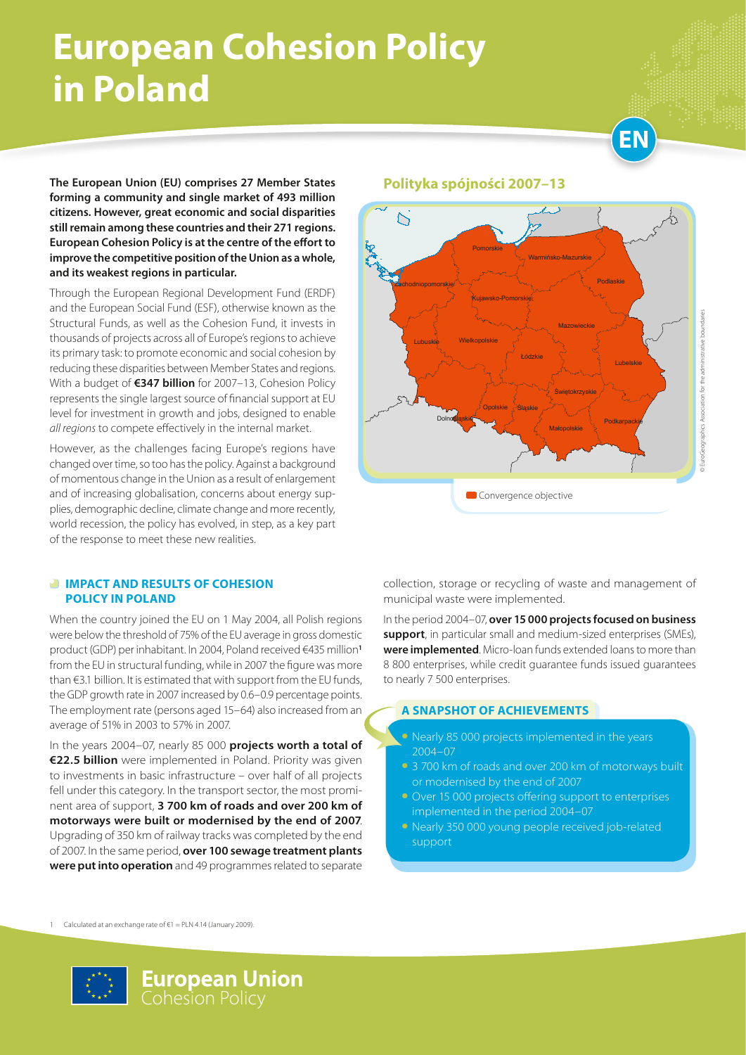# European Cohesion Policy in Poland

**The European Union (EU) comprises 27 Member States forming a community and single market of 493 million citizens. However, great economic and social disparities still remain among these countries and their 271 regions. European Cohesion Policy is at the centre of the effort to improve the competitive position of the Union as a whole, and its weakest regions in particular.**

Through the European Regional Development Fund (ERDF) and the European Social Fund (ESF), otherwise known as the Structural Funds, as well as the Cohesion Fund, it invests in thousands of projects across all of Europe's regions to achieve its primary task: to promote economic and social cohesion by reducing these disparities between Member States and regions. With a budget of **€347 billion** for 2007–13, Cohesion Policy represents the single largest source of financial support at EU level for investment in growth and jobs, designed to enable *all regions* to compete effectively in the internal market.

However, as the challenges facing Europe's regions have changed over time, so too has the policy. Against a background of momentous change in the Union as a result of enlargement and of increasing globalisation, concerns about energy supplies, demographic decline, climate change and more recently, world recession, the policy has evolved, in step, as a key part of the response to meet these new realities.

## Polityka spójności 2007–13

Pomorskie, Warmińsko-Mazurskie, Zachodniopomorskie, Podlaskie, Kujawsko-Pomorskie, Mazowieckie, Lubuskie, Wielkopolskie, Łódzkie, Lubelskie, Świętokrzyskie, Opolskie, Śląskie, Dolnośląskie, Podkarpackie, Małopolskie

Convergence objective

© EuroGeographics Association for the administrative boundaries

## IMPACT AND RESULTS OF COHESION POLICY IN POLAND

When the country joined the EU on 1 May 2004, all Polish regions were below the threshold of 75% of the EU average in gross domestic product (GDP) per inhabitant. In 2004, Poland received €435 million[1] from the EU in structural funding, while in 2007 the figure was more than €3.1 billion. It is estimated that with support from the EU funds, the GDP growth rate in 2007 increased by 0.6–0.9 percentage points. The employment rate (persons aged 15–64) also increased from an average of 51% in 2003 to 57% in 2007.

In the years 2004–07, nearly 85 000 **projects worth a total of €22.5 billion** were implemented in Poland. Priority was given to investments in basic infrastructure – over half of all projects fell under this category. In the transport sector, the most prominent area of support, **3 700 km of roads and over 200 km of motorways were built or modernised by the end of 2007**. Upgrading of 350 km of railway tracks was completed by the end of 2007. In the same period, **over 100 sewage treatment plants were put into operation** and 49 programmes related to separate collection, storage or recycling of waste and management of municipal waste were implemented.

In the period 2004–07, **over 15 000 projects focused on business support**, in particular small and medium-sized enterprises (SMEs), **were implemented**. Micro-loan funds extended loans to more than 8 800 enterprises, while credit guarantee funds issued guarantees to nearly 7 500 enterprises.

### A SNAPSHOT OF ACHIEVEMENTS

- Nearly 85 000 projects implemented in the years 2004–07
- 3 700 km of roads and over 200 km of motorways built or modernised by the end of 2007
- Over 15 000 projects offering support to enterprises implemented in the period 2004–07
- Nearly 350 000 young people received job-related support

[1] Calculated at an exchange rate of €1 = PLN 4.14 (January 2009).

**European Union**
Cohesion Policy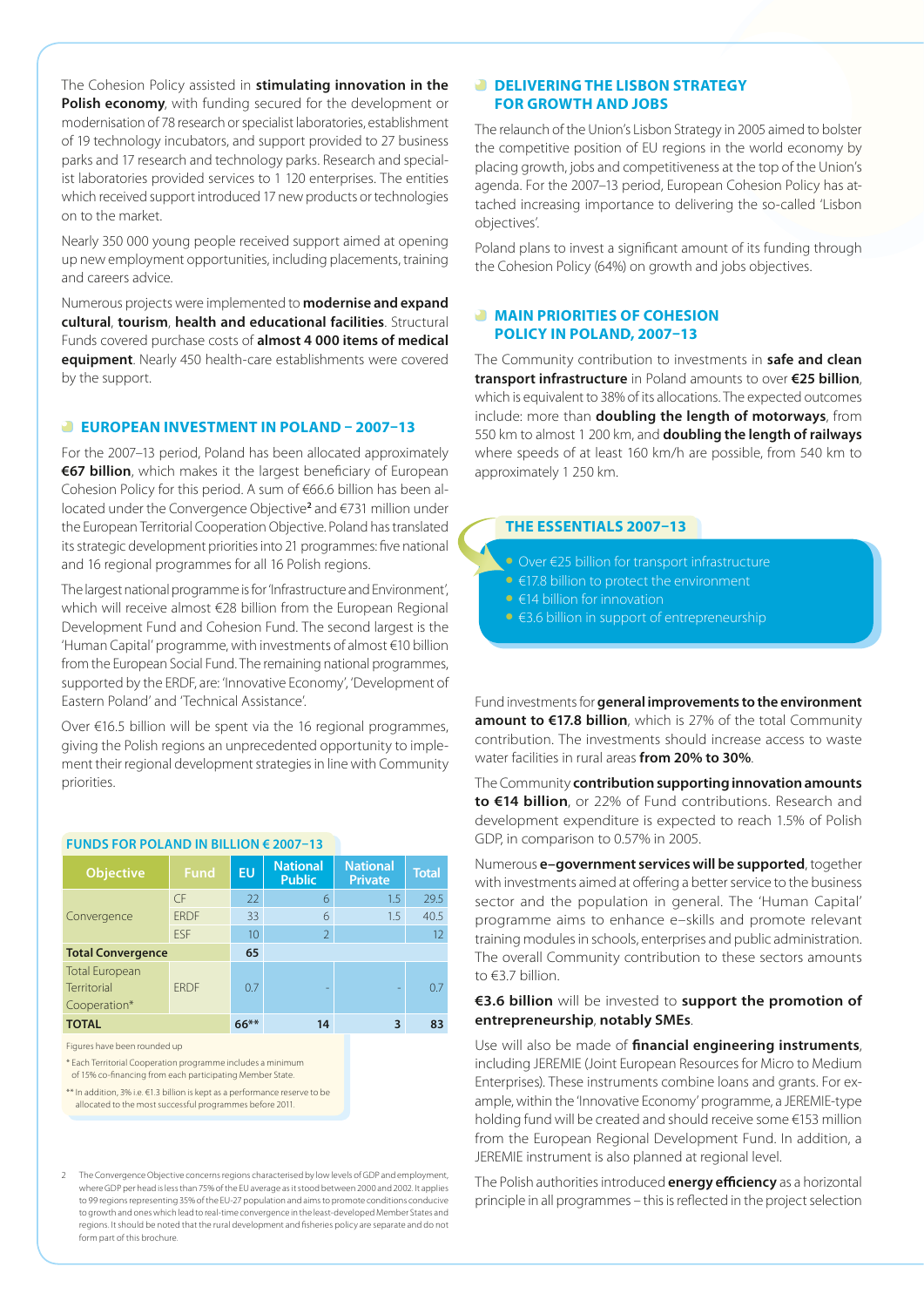The Cohesion Policy assisted in **stimulating innovation in the Polish economy**, with funding secured for the development or modernisation of 78 research or specialist laboratories, establishment of 19 technology incubators, and support provided to 27 business parks and 17 research and technology parks. Research and specialist laboratories provided services to 1 120 enterprises. The entities which received support introduced 17 new products or technologies on to the market.

Nearly 350 000 young people received support aimed at opening up new employment opportunities, including placements, training and careers advice.

Numerous projects were implemented to **modernise and expand cultural**, **tourism**, **health and educational facilities**. Structural Funds covered purchase costs of **almost 4 000 items of medical equipment**. Nearly 450 health-care establishments were covered by the support.

## EUROPEAN INVESTMENT IN POLAND – 2007–13

For the 2007–13 period, Poland has been allocated approximately **€67 billion**, which makes it the largest beneficiary of European Cohesion Policy for this period. A sum of €66.6 billion has been allocated under the Convergence Objective[2] and €731 million under the European Territorial Cooperation Objective. Poland has translated its strategic development priorities into 21 programmes: five national and 16 regional programmes for all 16 Polish regions.

The largest national programme is for 'Infrastructure and Environment', which will receive almost €28 billion from the European Regional Development Fund and Cohesion Fund. The second largest is the 'Human Capital' programme, with investments of almost €10 billion from the European Social Fund. The remaining national programmes, supported by the ERDF, are: 'Innovative Economy', 'Development of Eastern Poland' and 'Technical Assistance'.

Over €16.5 billion will be spent via the 16 regional programmes, giving the Polish regions an unprecedented opportunity to implement their regional development strategies in line with Community priorities.

### FUNDS FOR POLAND IN BILLION € 2007–13

| Objective | Fund | EU | National Public | National Private | Total |
|---|---|---|---|---|---|
| Convergence | CF | 22 | 6 | 1.5 | 29.5 |
| | ERDF | 33 | 6 | 1.5 | 40.5 |
| | ESF | 10 | 2 | | 12 |
| **Total Convergence** | | **65** | | | |
| Total European Territorial Cooperation* | ERDF | 0.7 | - | - | 0.7 |
| **TOTAL** | | **66**\*\* | **14** | **3** | **83** |

Figures have been rounded up

\* Each Territorial Cooperation programme includes a minimum of 15% co-financing from each participating Member State.

\*\* In addition, 3% i.e. €1.3 billion is kept as a performance reserve to be allocated to the most successful programmes before 2011.

## DELIVERING THE LISBON STRATEGY FOR GROWTH AND JOBS

The relaunch of the Union's Lisbon Strategy in 2005 aimed to bolster the competitive position of EU regions in the world economy by placing growth, jobs and competitiveness at the top of the Union's agenda. For the 2007–13 period, European Cohesion Policy has attached increasing importance to delivering the so-called 'Lisbon objectives'.

Poland plans to invest a significant amount of its funding through the Cohesion Policy (64%) on growth and jobs objectives.

## MAIN PRIORITIES OF COHESION POLICY IN POLAND, 2007–13

The Community contribution to investments in **safe and clean transport infrastructure** in Poland amounts to over **€25 billion**, which is equivalent to 38% of its allocations. The expected outcomes include: more than **doubling the length of motorways**, from 550 km to almost 1 200 km, and **doubling the length of railways** where speeds of at least 160 km/h are possible, from 540 km to approximately 1 250 km.

### THE ESSENTIALS 2007–13

- Over €25 billion for transport infrastructure
- €17.8 billion to protect the environment
- €14 billion for innovation
- €3.6 billion in support of entrepreneurship

Fund investments for **general improvements to the environment amount to €17.8 billion**, which is 27% of the total Community contribution. The investments should increase access to waste water facilities in rural areas **from 20% to 30%**.

The Community **contribution supporting innovation amounts to €14 billion**, or 22% of Fund contributions. Research and development expenditure is expected to reach 1.5% of Polish GDP, in comparison to 0.57% in 2005.

Numerous **e–government services will be supported**, together with investments aimed at offering a better service to the business sector and the population in general. The 'Human Capital' programme aims to enhance e–skills and promote relevant training modules in schools, enterprises and public administration. The overall Community contribution to these sectors amounts to €3.7 billion.

**€3.6 billion** will be invested to **support the promotion of entrepreneurship**, **notably SMEs**.

Use will also be made of **financial engineering instruments**, including JEREMIE (Joint European Resources for Micro to Medium Enterprises). These instruments combine loans and grants. For example, within the 'Innovative Economy' programme, a JEREMIE-type holding fund will be created and should receive some €153 million from the European Regional Development Fund. In addition, a JEREMIE instrument is also planned at regional level.

The Polish authorities introduced **energy efficiency** as a horizontal principle in all programmes – this is reflected in the project selection

---

2 The Convergence Objective concerns regions characterised by low levels of GDP and employment, where GDP per head is less than 75% of the EU average as it stood between 2000 and 2002. It applies to 99 regions representing 35% of the EU-27 population and aims to promote conditions conducive to growth and ones which lead to real-time convergence in the least-developed Member States and regions. It should be noted that the rural development and fisheries policy are separate and do not form part of this brochure.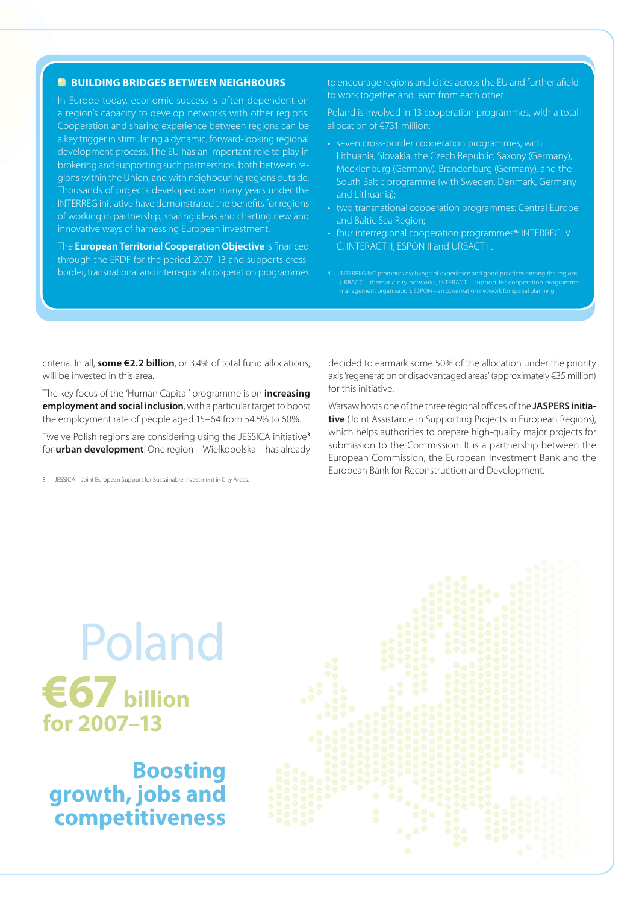### BUILDING BRIDGES BETWEEN NEIGHBOURS

In Europe today, economic success is often dependent on a region's capacity to develop networks with other regions. Cooperation and sharing experience between regions can be a key trigger in stimulating a dynamic, forward-looking regional development process. The EU has an important role to play in brokering and supporting such partnerships, both between regions within the Union, and with neighbouring regions outside. Thousands of projects developed over many years under the INTERREG initiative have demonstrated the benefits for regions of working in partnership, sharing ideas and charting new and innovative ways of harnessing European investment.

The **European Territorial Cooperation Objective** is financed through the ERDF for the period 2007–13 and supports cross-border, transnational and interregional cooperation programmes to encourage regions and cities across the EU and further afield to work together and learn from each other.

Poland is involved in 13 cooperation programmes, with a total allocation of €731 million:

- seven cross-border cooperation programmes, with Lithuania, Slovakia, the Czech Republic, Saxony (Germany), Mecklenburg (Germany), Brandenburg (Germany), and the South Baltic programme (with Sweden, Denmark, Germany and Lithuania);
- two transnational cooperation programmes: Central Europe and Baltic Sea Region;
- four interregional cooperation programmes[4]: INTERREG IV C, INTERACT II, ESPON II and URBACT II.

4 INTERREG IVC promotes exchange of experience and good practices among the regions, URBACT – thematic city networks, INTERACT – support for cooperation programme management organisation, ESPON – an observation network for spatial planning.

criteria. In all, **some €2.2 billion**, or 3.4% of total fund allocations, will be invested in this area.

The key focus of the 'Human Capital' programme is on **increasing employment and social inclusion**, with a particular target to boost the employment rate of people aged 15–64 from 54.5% to 60%.

Twelve Polish regions are considering using the JESSICA initiative[3] for **urban development**. One region – Wielkopolska – has already decided to earmark some 50% of the allocation under the priority axis 'regeneration of disadvantaged areas' (approximately €35 million) for this initiative.

Warsaw hosts one of the three regional offices of the **JASPERS initiative** (Joint Assistance in Supporting Projects in European Regions), which helps authorities to prepare high-quality major projects for submission to the Commission. It is a partnership between the European Commission, the European Investment Bank and the European Bank for Reconstruction and Development.

3 JESSICA – Joint European Support for Sustainable Investment in City Areas.

# Poland

## €67 billion for 2007–13

## Boosting growth, jobs and competitiveness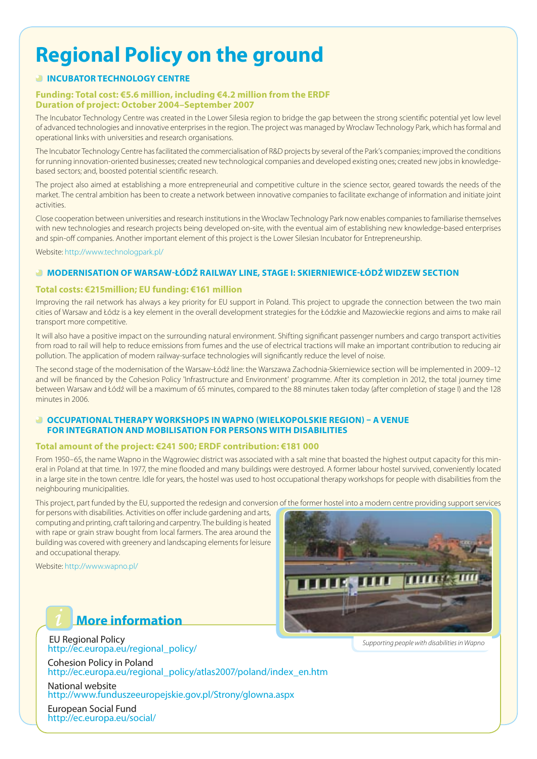# Regional Policy on the ground

## INCUBATOR TECHNOLOGY CENTRE

**Funding: Total cost: €5.6 million, including €4.2 million from the ERDF**
**Duration of project: October 2004–September 2007**

The Incubator Technology Centre was created in the Lower Silesia region to bridge the gap between the strong scientific potential yet low level of advanced technologies and innovative enterprises in the region. The project was managed by Wroclaw Technology Park, which has formal and operational links with universities and research organisations.

The Incubator Technology Centre has facilitated the commercialisation of R&D projects by several of the Park's companies; improved the conditions for running innovation-oriented businesses; created new technological companies and developed existing ones; created new jobs in knowledge-based sectors; and, boosted potential scientific research.

The project also aimed at establishing a more entrepreneurial and competitive culture in the science sector, geared towards the needs of the market. The central ambition has been to create a network between innovative companies to facilitate exchange of information and initiate joint activities.

Close cooperation between universities and research institutions in the Wroclaw Technology Park now enables companies to familiarise themselves with new technologies and research projects being developed on-site, with the eventual aim of establishing new knowledge-based enterprises and spin-off companies. Another important element of this project is the Lower Silesian Incubator for Entrepreneurship.

Website: http://www.technologpark.pl/

## MODERNISATION OF WARSAW-ŁÓDŹ RAILWAY LINE, STAGE I: SKIERNIEWICE-ŁÓDŹ WIDZEW SECTION

**Total costs: €215million; EU funding: €161 million**

Improving the rail network has always a key priority for EU support in Poland. This project to upgrade the connection between the two main cities of Warsaw and Łódz is a key element in the overall development strategies for the Łódzkie and Mazowieckie regions and aims to make rail transport more competitive.

It will also have a positive impact on the surrounding natural environment. Shifting significant passenger numbers and cargo transport activities from road to rail will help to reduce emissions from fumes and the use of electrical tractions will make an important contribution to reducing air pollution. The application of modern railway-surface technologies will significantly reduce the level of noise.

The second stage of the modernisation of the Warsaw-Łódź line: the Warszawa Zachodnia-Skierniewice section will be implemented in 2009–12 and will be financed by the Cohesion Policy 'Infrastructure and Environment' programme. After its completion in 2012, the total journey time between Warsaw and Łódź will be a maximum of 65 minutes, compared to the 88 minutes taken today (after completion of stage I) and the 128 minutes in 2006.

## OCCUPATIONAL THERAPY WORKSHOPS IN WAPNO (WIELKOPOLSKIE REGION) – A VENUE FOR INTEGRATION AND MOBILISATION FOR PERSONS WITH DISABILITIES

**Total amount of the project: €241 500; ERDF contribution: €181 000**

From 1950–65, the name Wapno in the Wągrowiec district was associated with a salt mine that boasted the highest output capacity for this mineral in Poland at that time. In 1977, the mine flooded and many buildings were destroyed. A former labour hostel survived, conveniently located in a large site in the town centre. Idle for years, the hostel was used to host occupational therapy workshops for people with disabilities from the neighbouring municipalities.

This project, part funded by the EU, supported the redesign and conversion of the former hostel into a modern centre providing support services for persons with disabilities. Activities on offer include gardening and arts, computing and printing, craft tailoring and carpentry. The building is heated with rape or grain straw bought from local farmers. The area around the building was covered with greenery and landscaping elements for leisure and occupational therapy.

Website: http://www.wapno.pl/

*Supporting people with disabilities in Wapno*

## More information

EU Regional Policy
http://ec.europa.eu/regional_policy/

Cohesion Policy in Poland
http://ec.europa.eu/regional_policy/atlas2007/poland/index_en.htm

National website
http://www.funduszeeuropejskie.gov.pl/Strony/glowna.aspx

European Social Fund
http://ec.europa.eu/social/